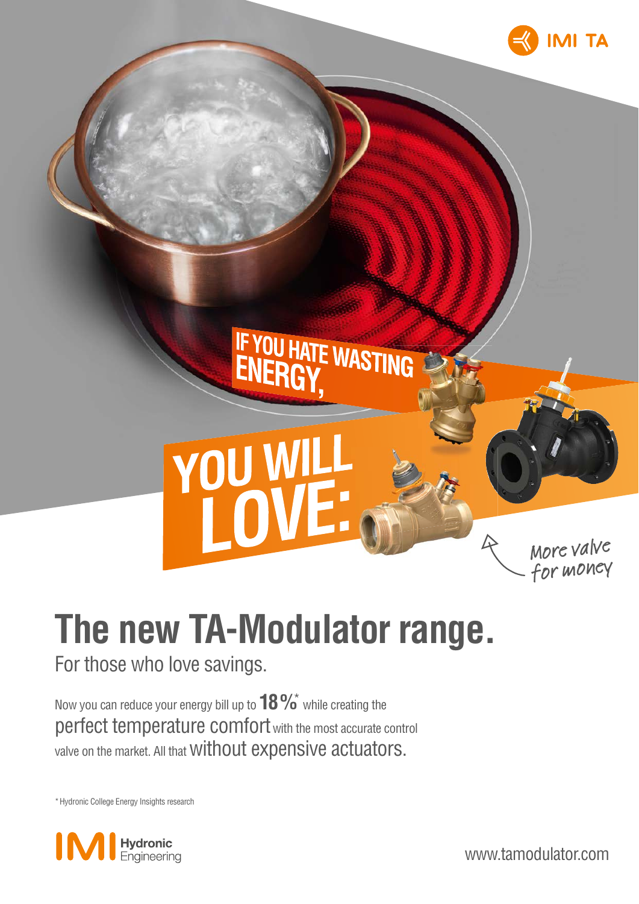IMI TA

IF YOU HATE WASTING ENERGY,

YOU WILL LOVE:

More valve for money

# The new TA-Modulator range.

For those who love savings.

Now you can reduce your energy bill up to **18 %*** while creating the perfect temperature comfort with the most accurate control valve on the market. All that without expensive actuators.

* Hydronic College Energy Insights research

IMI Hydronic Engineering

www.tamodulator.com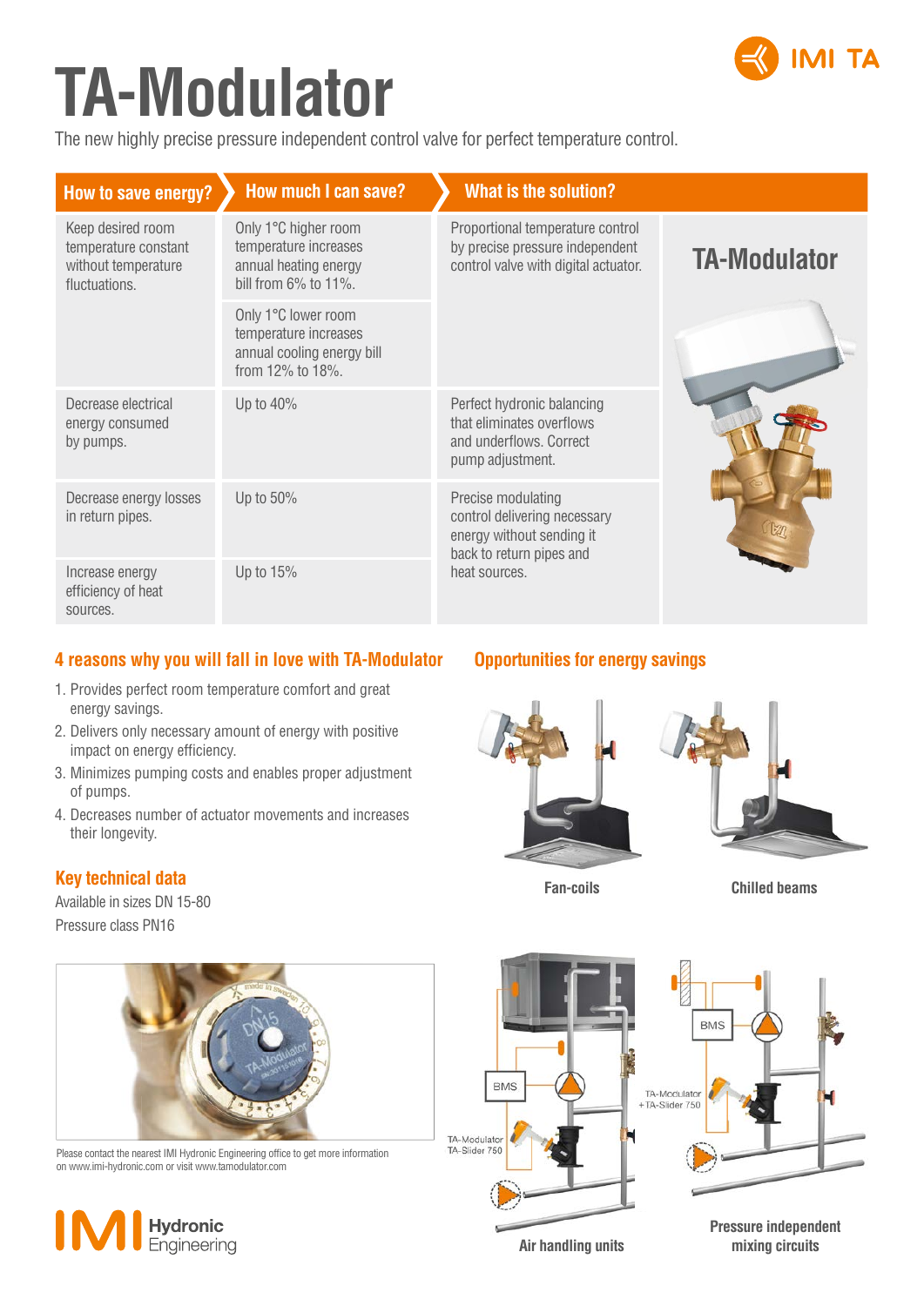# TA-Modulator

The new highly precise pressure independent control valve for perfect temperature control.

| How to save energy? | How much I can save? | What is the solution? | |
|---|---|---|---|
| Keep desired room temperature constant without temperature fluctuations. | Only 1°C higher room temperature increases annual heating energy bill from 6% to 11%. | Proportional temperature control by precise pressure independent control valve with digital actuator. | TA-Modulator |
| | Only 1°C lower room temperature increases annual cooling energy bill from 12% to 18%. | | |
| Decrease electrical energy consumed by pumps. | Up to 40% | Perfect hydronic balancing that eliminates overflows and underflows. Correct pump adjustment. | |
| Decrease energy losses in return pipes. | Up to 50% | Precise modulating control delivering necessary energy without sending it back to return pipes and heat sources. | |
| Increase energy efficiency of heat sources. | Up to 15% | | |

## 4 reasons why you will fall in love with TA-Modulator

1. Provides perfect room temperature comfort and great energy savings.
2. Delivers only necessary amount of energy with positive impact on energy efficiency.
3. Minimizes pumping costs and enables proper adjustment of pumps.
4. Decreases number of actuator movements and increases their longevity.

## Key technical data

Available in sizes DN 15-80

Pressure class PN16

Please contact the nearest IMI Hydronic Engineering office to get more information on www.imi-hydronic.com or visit www.tamodulator.com

## Opportunities for energy savings

Fan-coils

Chilled beams

BMS

TA-Modulator
TA-Slider 750

Air handling units

BMS

TA-Modulator
+TA-Slider 750

Pressure independent mixing circuits